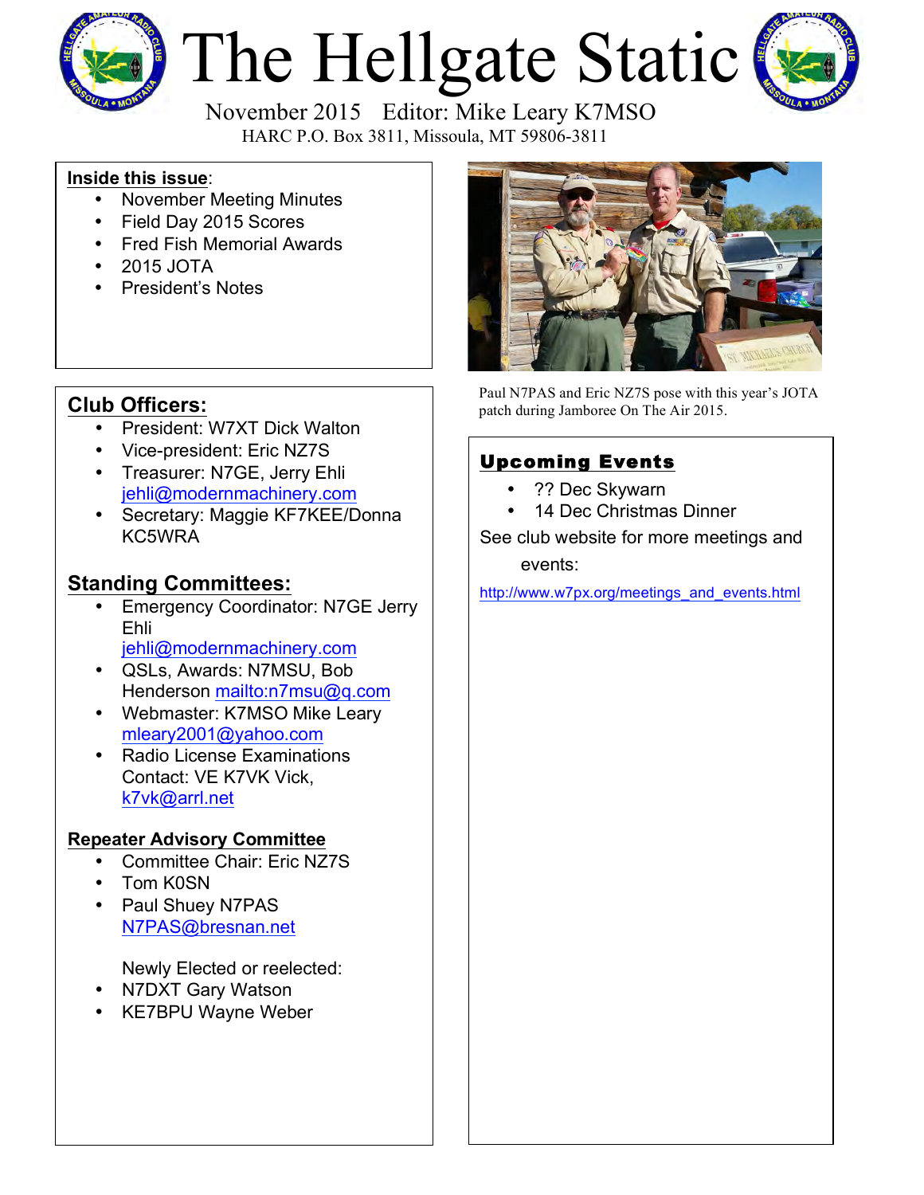# The Hellgate Static

November 2015 Editor: Mike Leary K7MSO

HARC P.O. Box 3811, Missoula, MT 59806-3811

**Inside this issue**:

- November Meeting Minutes
- Field Day 2015 Scores
- Fred Fish Memorial Awards
- 2015 JOTA
- President's Notes

## Club Officers:

- President: W7XT Dick Walton
- Vice-president: Eric NZ7S
- Treasurer: N7GE, Jerry Ehli jehli@modernmachinery.com
- Secretary: Maggie KF7KEE/Donna KC5WRA

## Standing Committees:

- Emergency Coordinator: N7GE Jerry Ehli jehli@modernmachinery.com
- QSLs, Awards: N7MSU, Bob Henderson mailto:n7msu@q.com
- Webmaster: K7MSO Mike Leary mleary2001@yahoo.com
- Radio License Examinations Contact: VE K7VK Vick, k7vk@arrl.net

### Repeater Advisory Committee

- Committee Chair: Eric NZ7S
- Tom K0SN
- Paul Shuey N7PAS N7PAS@bresnan.net

Newly Elected or reelected:

- N7DXT Gary Watson
- KE7BPU Wayne Weber

Paul N7PAS and Eric NZ7S pose with this year's JOTA patch during Jamboree On The Air 2015.

## Upcoming Events

- ?? Dec Skywarn
- 14 Dec Christmas Dinner

See club website for more meetings and events:

http://www.w7px.org/meetings_and_events.html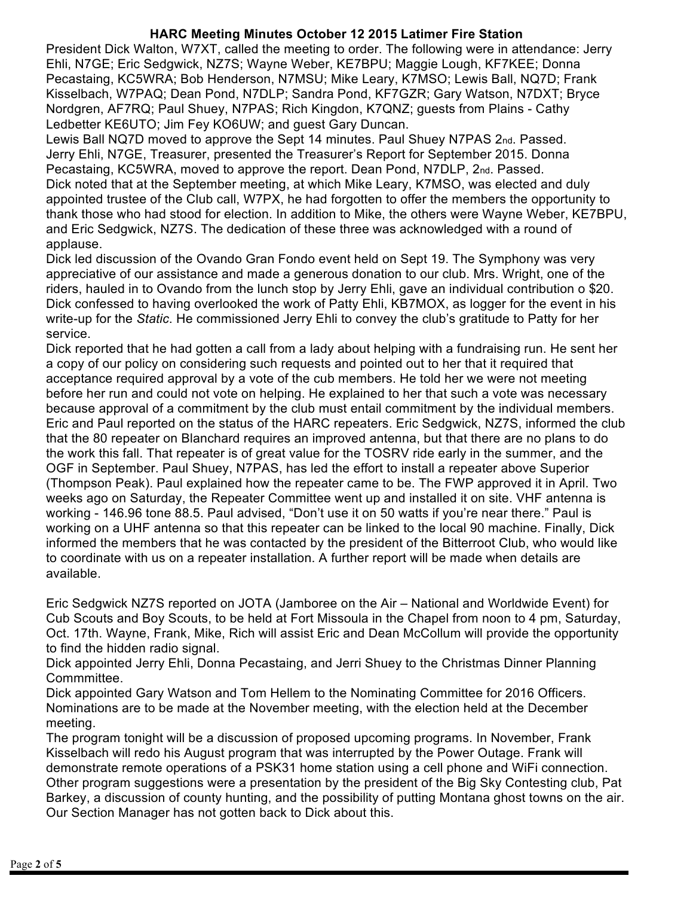## HARC Meeting Minutes October 12 2015 Latimer Fire Station

President Dick Walton, W7XT, called the meeting to order. The following were in attendance: Jerry Ehli, N7GE; Eric Sedgwick, NZ7S; Wayne Weber, KE7BPU; Maggie Lough, KF7KEE; Donna Pecastaing, KC5WRA; Bob Henderson, N7MSU; Mike Leary, K7MSO; Lewis Ball, NQ7D; Frank Kisselbach, W7PAQ; Dean Pond, N7DLP; Sandra Pond, KF7GZR; Gary Watson, N7DXT; Bryce Nordgren, AF7RQ; Paul Shuey, N7PAS; Rich Kingdon, K7QNZ; guests from Plains - Cathy Ledbetter KE6UTO; Jim Fey KO6UW; and guest Gary Duncan.

Lewis Ball NQ7D moved to approve the Sept 14 minutes. Paul Shuey N7PAS 2nd. Passed.

Jerry Ehli, N7GE, Treasurer, presented the Treasurer's Report for September 2015. Donna Pecastaing, KC5WRA, moved to approve the report. Dean Pond, N7DLP, 2nd. Passed.

Dick noted that at the September meeting, at which Mike Leary, K7MSO, was elected and duly appointed trustee of the Club call, W7PX, he had forgotten to offer the members the opportunity to thank those who had stood for election. In addition to Mike, the others were Wayne Weber, KE7BPU, and Eric Sedgwick, NZ7S. The dedication of these three was acknowledged with a round of applause.

Dick led discussion of the Ovando Gran Fondo event held on Sept 19. The Symphony was very appreciative of our assistance and made a generous donation to our club. Mrs. Wright, one of the riders, hauled in to Ovando from the lunch stop by Jerry Ehli, gave an individual contribution o $20. Dick confessed to having overlooked the work of Patty Ehli, KB7MOX, as logger for the event in his write-up for the *Static*. He commissioned Jerry Ehli to convey the club's gratitude to Patty for her service.

Dick reported that he had gotten a call from a lady about helping with a fundraising run. He sent her a copy of our policy on considering such requests and pointed out to her that it required that acceptance required approval by a vote of the cub members. He told her we were not meeting before her run and could not vote on helping. He explained to her that such a vote was necessary because approval of a commitment by the club must entail commitment by the individual members.

Eric and Paul reported on the status of the HARC repeaters. Eric Sedgwick, NZ7S, informed the club that the 80 repeater on Blanchard requires an improved antenna, but that there are no plans to do the work this fall. That repeater is of great value for the TOSRV ride early in the summer, and the OGF in September. Paul Shuey, N7PAS, has led the effort to install a repeater above Superior (Thompson Peak). Paul explained how the repeater came to be. The FWP approved it in April. Two weeks ago on Saturday, the Repeater Committee went up and installed it on site. VHF antenna is working - 146.96 tone 88.5. Paul advised, "Don't use it on 50 watts if you're near there." Paul is working on a UHF antenna so that this repeater can be linked to the local 90 machine. Finally, Dick informed the members that he was contacted by the president of the Bitterroot Club, who would like to coordinate with us on a repeater installation. A further report will be made when details are available.

Eric Sedgwick NZ7S reported on JOTA (Jamboree on the Air – National and Worldwide Event) for Cub Scouts and Boy Scouts, to be held at Fort Missoula in the Chapel from noon to 4 pm, Saturday, Oct. 17th. Wayne, Frank, Mike, Rich will assist Eric and Dean McCollum will provide the opportunity to find the hidden radio signal.

Dick appointed Jerry Ehli, Donna Pecastaing, and Jerri Shuey to the Christmas Dinner Planning Commmittee.

Dick appointed Gary Watson and Tom Hellem to the Nominating Committee for 2016 Officers. Nominations are to be made at the November meeting, with the election held at the December meeting.

The program tonight will be a discussion of proposed upcoming programs. In November, Frank Kisselbach will redo his August program that was interrupted by the Power Outage. Frank will demonstrate remote operations of a PSK31 home station using a cell phone and WiFi connection. Other program suggestions were a presentation by the president of the Big Sky Contesting club, Pat Barkey, a discussion of county hunting, and the possibility of putting Montana ghost towns on the air. Our Section Manager has not gotten back to Dick about this.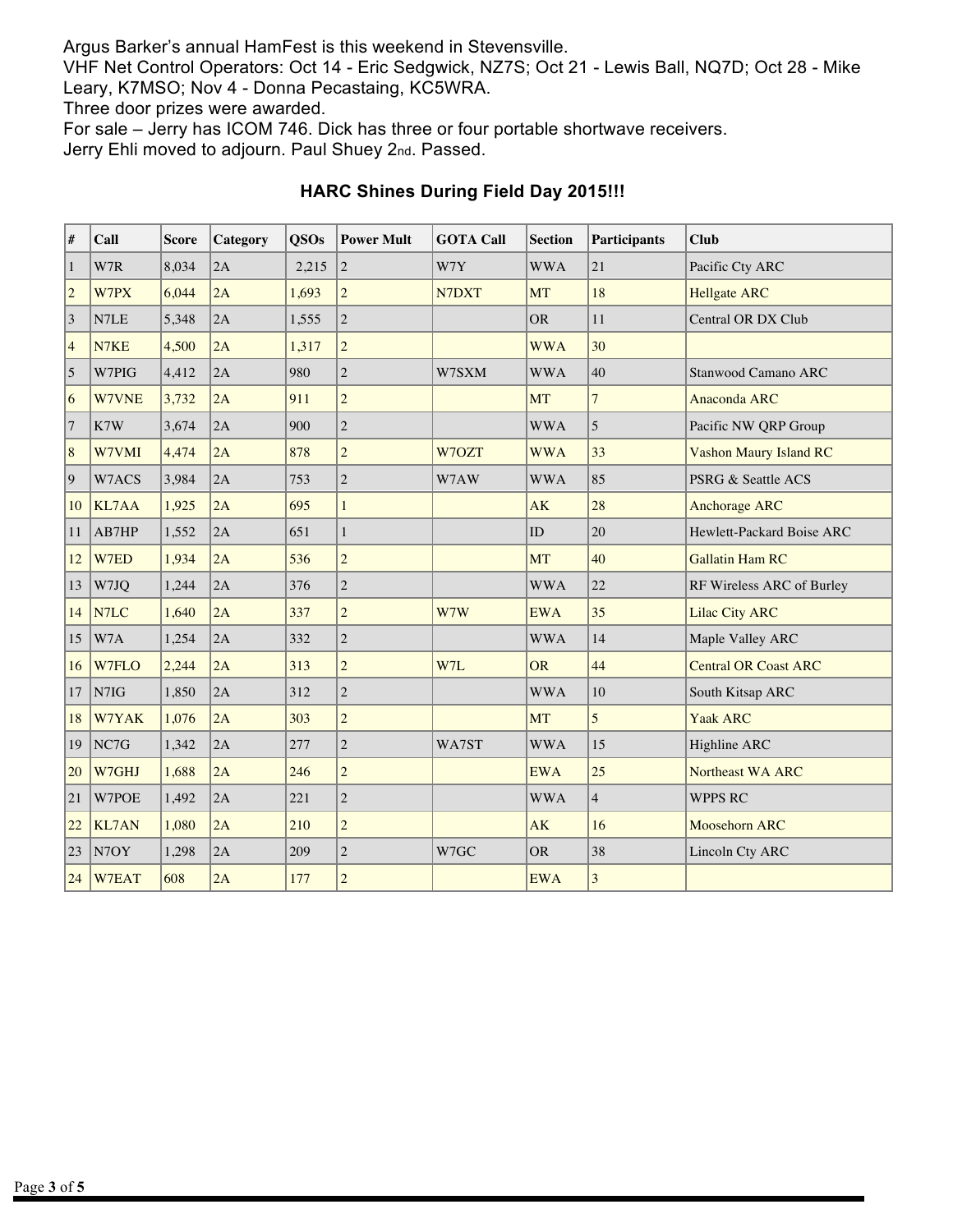Argus Barker's annual HamFest is this weekend in Stevensville.

VHF Net Control Operators: Oct 14 - Eric Sedgwick, NZ7S; Oct 21 - Lewis Ball, NQ7D; Oct 28 - Mike Leary, K7MSO; Nov 4 - Donna Pecastaing, KC5WRA.

Three door prizes were awarded.

For sale – Jerry has ICOM 746. Dick has three or four portable shortwave receivers.

Jerry Ehli moved to adjourn. Paul Shuey 2nd. Passed.

## HARC Shines During Field Day 2015!!!

| # | Call | Score | Category | QSOs | Power Mult | GOTA Call | Section | Participants | Club |
|---|---|---|---|---|---|---|---|---|---|
| 1 | W7R | 8,034 | 2A | 2,215 | 2 | W7Y | WWA | 21 | Pacific Cty ARC |
| 2 | W7PX | 6,044 | 2A | 1,693 | 2 | N7DXT | MT | 18 | Hellgate ARC |
| 3 | N7LE | 5,348 | 2A | 1,555 | 2 | | OR | 11 | Central OR DX Club |
| 4 | N7KE | 4,500 | 2A | 1,317 | 2 | | WWA | 30 | |
| 5 | W7PIG | 4,412 | 2A | 980 | 2 | W7SXM | WWA | 40 | Stanwood Camano ARC |
| 6 | W7VNE | 3,732 | 2A | 911 | 2 | | MT | 7 | Anaconda ARC |
| 7 | K7W | 3,674 | 2A | 900 | 2 | | WWA | 5 | Pacific NW QRP Group |
| 8 | W7VMI | 4,474 | 2A | 878 | 2 | W7OZT | WWA | 33 | Vashon Maury Island RC |
| 9 | W7ACS | 3,984 | 2A | 753 | 2 | W7AW | WWA | 85 | PSRG & Seattle ACS |
| 10 | KL7AA | 1,925 | 2A | 695 | 1 | | AK | 28 | Anchorage ARC |
| 11 | AB7HP | 1,552 | 2A | 651 | 1 | | ID | 20 | Hewlett-Packard Boise ARC |
| 12 | W7ED | 1,934 | 2A | 536 | 2 | | MT | 40 | Gallatin Ham RC |
| 13 | W7JQ | 1,244 | 2A | 376 | 2 | | WWA | 22 | RF Wireless ARC of Burley |
| 14 | N7LC | 1,640 | 2A | 337 | 2 | W7W | EWA | 35 | Lilac City ARC |
| 15 | W7A | 1,254 | 2A | 332 | 2 | | WWA | 14 | Maple Valley ARC |
| 16 | W7FLO | 2,244 | 2A | 313 | 2 | W7L | OR | 44 | Central OR Coast ARC |
| 17 | N7IG | 1,850 | 2A | 312 | 2 | | WWA | 10 | South Kitsap ARC |
| 18 | W7YAK | 1,076 | 2A | 303 | 2 | | MT | 5 | Yaak ARC |
| 19 | NC7G | 1,342 | 2A | 277 | 2 | WA7ST | WWA | 15 | Highline ARC |
| 20 | W7GHJ | 1,688 | 2A | 246 | 2 | | EWA | 25 | Northeast WA ARC |
| 21 | W7POE | 1,492 | 2A | 221 | 2 | | WWA | 4 | WPPS RC |
| 22 | KL7AN | 1,080 | 2A | 210 | 2 | | AK | 16 | Moosehorn ARC |
| 23 | N7OY | 1,298 | 2A | 209 | 2 | W7GC | OR | 38 | Lincoln Cty ARC |
| 24 | W7EAT | 608 | 2A | 177 | 2 | | EWA | 3 | |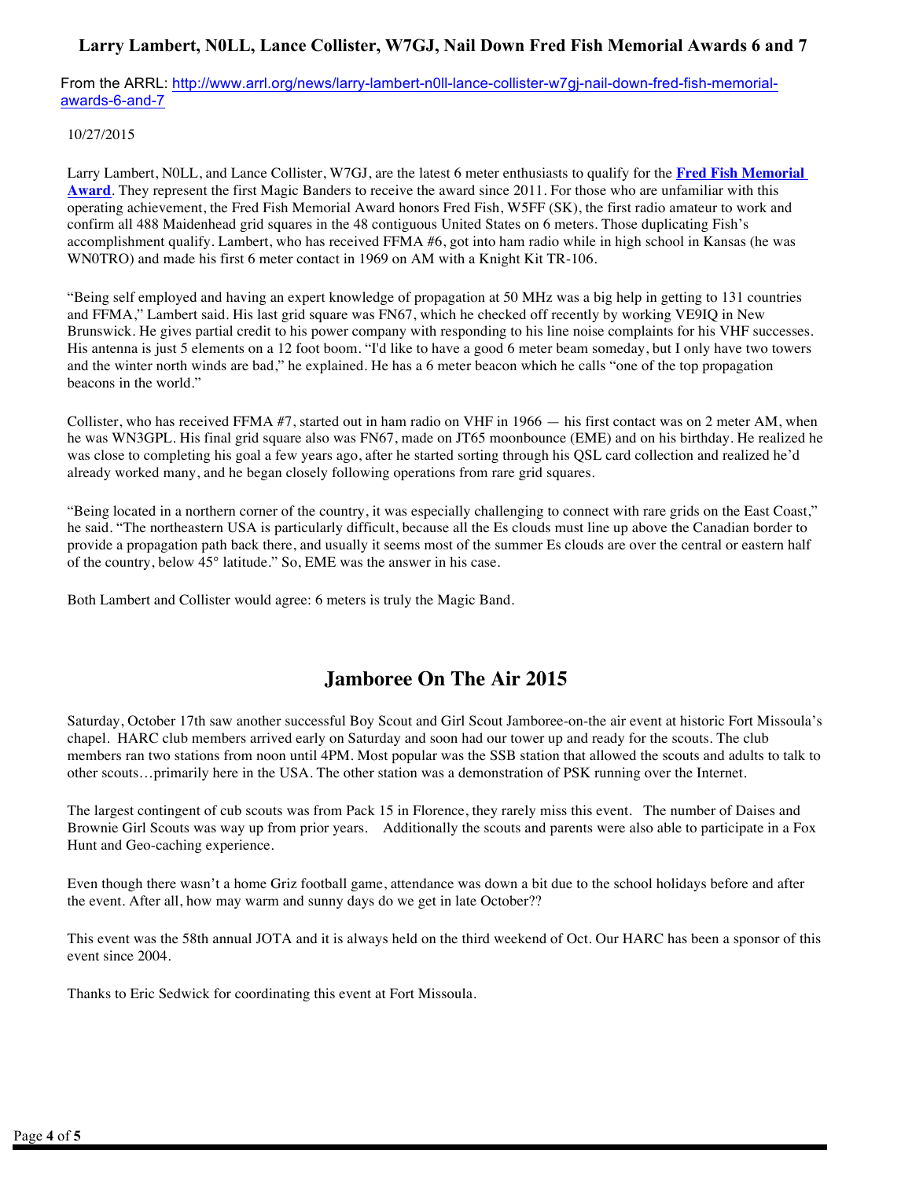## Larry Lambert, N0LL, Lance Collister, W7GJ, Nail Down Fred Fish Memorial Awards 6 and 7

From the ARRL: [http://www.arrl.org/news/larry-lambert-n0ll-lance-collister-w7gj-nail-down-fred-fish-memorial-awards-6-and-7](http://www.arrl.org/news/larry-lambert-n0ll-lance-collister-w7gj-nail-down-fred-fish-memorial-awards-6-and-7)

10/27/2015

Larry Lambert, N0LL, and Lance Collister, W7GJ, are the latest 6 meter enthusiasts to qualify for the **Fred Fish Memorial Award**. They represent the first Magic Banders to receive the award since 2011. For those who are unfamiliar with this operating achievement, the Fred Fish Memorial Award honors Fred Fish, W5FF (SK), the first radio amateur to work and confirm all 488 Maidenhead grid squares in the 48 contiguous United States on 6 meters. Those duplicating Fish's accomplishment qualify. Lambert, who has received FFMA #6, got into ham radio while in high school in Kansas (he was WN0TRO) and made his first 6 meter contact in 1969 on AM with a Knight Kit TR-106.

"Being self employed and having an expert knowledge of propagation at 50 MHz was a big help in getting to 131 countries and FFMA," Lambert said. His last grid square was FN67, which he checked off recently by working VE9IQ in New Brunswick. He gives partial credit to his power company with responding to his line noise complaints for his VHF successes. His antenna is just 5 elements on a 12 foot boom. "I'd like to have a good 6 meter beam someday, but I only have two towers and the winter north winds are bad," he explained. He has a 6 meter beacon which he calls "one of the top propagation beacons in the world."

Collister, who has received FFMA #7, started out in ham radio on VHF in 1966 — his first contact was on 2 meter AM, when he was WN3GPL. His final grid square also was FN67, made on JT65 moonbounce (EME) and on his birthday. He realized he was close to completing his goal a few years ago, after he started sorting through his QSL card collection and realized he'd already worked many, and he began closely following operations from rare grid squares.

"Being located in a northern corner of the country, it was especially challenging to connect with rare grids on the East Coast," he said. "The northeastern USA is particularly difficult, because all the Es clouds must line up above the Canadian border to provide a propagation path back there, and usually it seems most of the summer Es clouds are over the central or eastern half of the country, below 45° latitude." So, EME was the answer in his case.

Both Lambert and Collister would agree: 6 meters is truly the Magic Band.

## Jamboree On The Air 2015

Saturday, October 17th saw another successful Boy Scout and Girl Scout Jamboree-on-the air event at historic Fort Missoula's chapel. HARC club members arrived early on Saturday and soon had our tower up and ready for the scouts. The club members ran two stations from noon until 4PM. Most popular was the SSB station that allowed the scouts and adults to talk to other scouts…primarily here in the USA. The other station was a demonstration of PSK running over the Internet.

The largest contingent of cub scouts was from Pack 15 in Florence, they rarely miss this event. The number of Daises and Brownie Girl Scouts was way up from prior years. Additionally the scouts and parents were also able to participate in a Fox Hunt and Geo-caching experience.

Even though there wasn't a home Griz football game, attendance was down a bit due to the school holidays before and after the event. After all, how may warm and sunny days do we get in late October??

This event was the 58th annual JOTA and it is always held on the third weekend of Oct. Our HARC has been a sponsor of this event since 2004.

Thanks to Eric Sedwick for coordinating this event at Fort Missoula.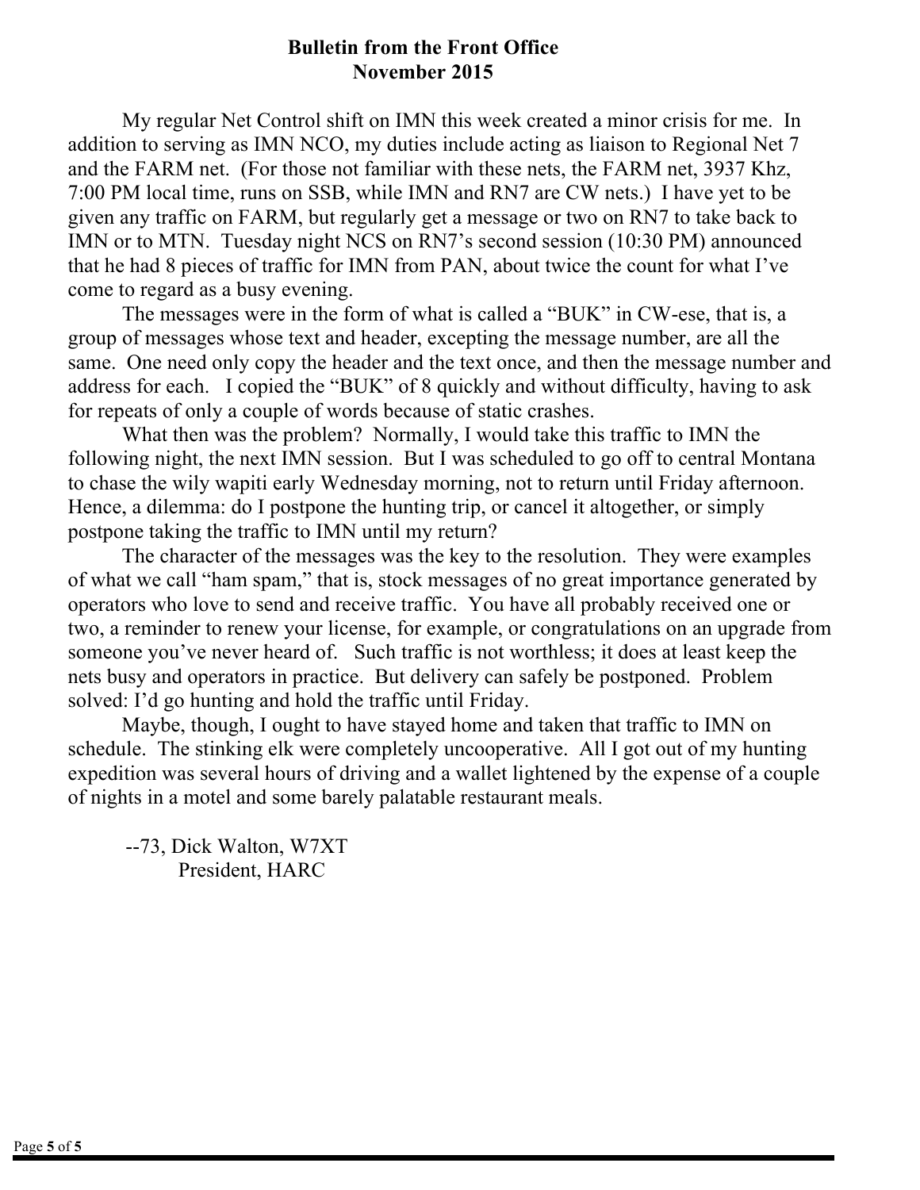**Bulletin from the Front Office**
**November 2015**

My regular Net Control shift on IMN this week created a minor crisis for me. In addition to serving as IMN NCO, my duties include acting as liaison to Regional Net 7 and the FARM net. (For those not familiar with these nets, the FARM net, 3937 Khz, 7:00 PM local time, runs on SSB, while IMN and RN7 are CW nets.) I have yet to be given any traffic on FARM, but regularly get a message or two on RN7 to take back to IMN or to MTN. Tuesday night NCS on RN7's second session (10:30 PM) announced that he had 8 pieces of traffic for IMN from PAN, about twice the count for what I've come to regard as a busy evening.

The messages were in the form of what is called a "BUK" in CW-ese, that is, a group of messages whose text and header, excepting the message number, are all the same. One need only copy the header and the text once, and then the message number and address for each. I copied the "BUK" of 8 quickly and without difficulty, having to ask for repeats of only a couple of words because of static crashes.

What then was the problem? Normally, I would take this traffic to IMN the following night, the next IMN session. But I was scheduled to go off to central Montana to chase the wily wapiti early Wednesday morning, not to return until Friday afternoon. Hence, a dilemma: do I postpone the hunting trip, or cancel it altogether, or simply postpone taking the traffic to IMN until my return?

The character of the messages was the key to the resolution. They were examples of what we call "ham spam," that is, stock messages of no great importance generated by operators who love to send and receive traffic. You have all probably received one or two, a reminder to renew your license, for example, or congratulations on an upgrade from someone you've never heard of. Such traffic is not worthless; it does at least keep the nets busy and operators in practice. But delivery can safely be postponed. Problem solved: I'd go hunting and hold the traffic until Friday.

Maybe, though, I ought to have stayed home and taken that traffic to IMN on schedule. The stinking elk were completely uncooperative. All I got out of my hunting expedition was several hours of driving and a wallet lightened by the expense of a couple of nights in a motel and some barely palatable restaurant meals.

--73, Dick Walton, W7XT
President, HARC